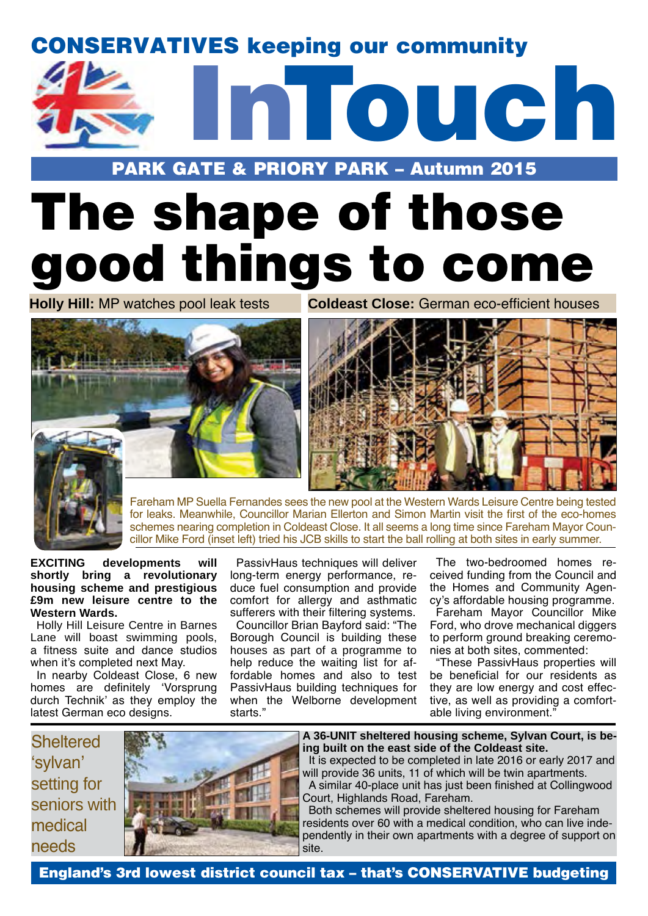**CONSERVATIVES keeping our community**

# InTouch

**PARK GATE & PRIORY PARK – Autumn 2015**

# The shape of those good things to come

**Holly Hill:** MP watches pool leak tests

**Coldeast Close:** German eco-efficient houses

Fareham MP Suella Fernandes sees the new pool at the Western Wards Leisure Centre being tested for leaks. Meanwhile, Councillor Marian Ellerton and Simon Martin visit the first of the eco-homes schemes nearing completion in Coldeast Close. It all seems a long time since Fareham Mayor Councillor Mike Ford (inset left) tried his JCB skills to start the ball rolling at both sites in early summer.

**EXCITING developments will shortly bring a revolutionary housing scheme and prestigious £9m new leisure centre to the Western Wards.**

Holly Hill Leisure Centre in Barnes Lane will boast swimming pools, a fitness suite and dance studios when it's completed next May.

In nearby Coldeast Close, 6 new homes are definitely 'Vorsprung durch Technik' as they employ the latest German eco designs.

PassivHaus techniques will deliver long-term energy performance, reduce fuel consumption and provide comfort for allergy and asthmatic sufferers with their filtering systems.

Councillor Brian Bayford said: "The Borough Council is building these houses as part of a programme to help reduce the waiting list for affordable homes and also to test PassivHaus building techniques for when the Welborne development starts."

The two-bedroomed homes received funding from the Council and the Homes and Community Agency's affordable housing programme.

Fareham Mayor Councillor Mike Ford, who drove mechanical diggers to perform ground breaking ceremonies at both sites, commented:

"These PassivHaus properties will be beneficial for our residents as they are low energy and cost effective, as well as providing a comfortable living environment."

## Sheltered 'sylvan' setting for seniors with medical needs

**A 36-UNIT sheltered housing scheme, Sylvan Court, is being built on the east side of the Coldeast site.**

It is expected to be completed in late 2016 or early 2017 and will provide 36 units, 11 of which will be twin apartments.

A similar 40-place unit has just been finished at Collingwood Court, Highlands Road, Fareham.

Both schemes will provide sheltered housing for Fareham residents over 60 with a medical condition, who can live independently in their own apartments with a degree of support on site.

**England's 3rd lowest district council tax – that's CONSERVATIVE budgeting**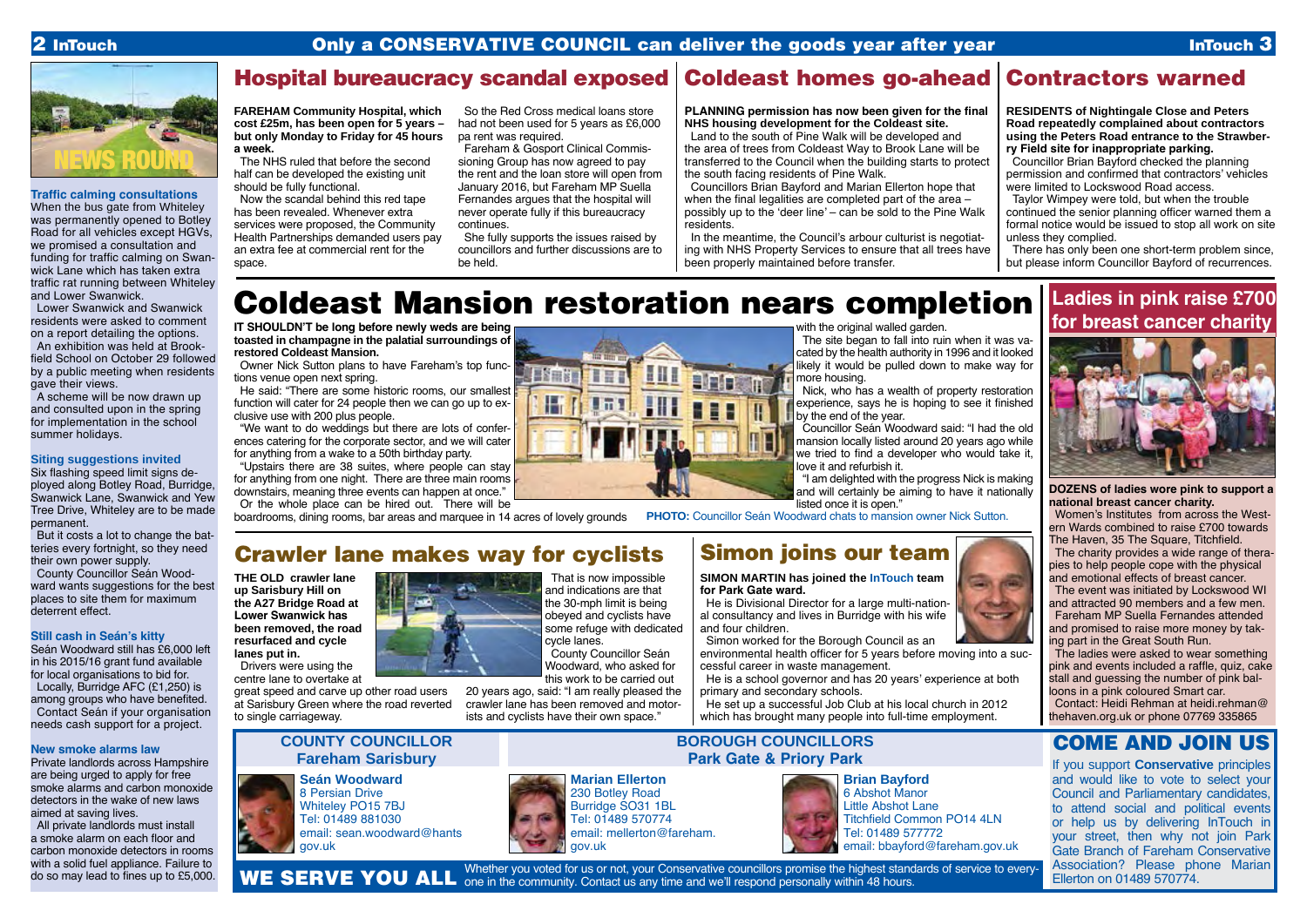Only a CONSERVATIVE COUNCIL can deliver the goods year after year

NEWS ROUND

### Traffic calming consultations

When the bus gate from Whiteley was permanently opened to Botley Road for all vehicles except HGVs, we promised a consultation and funding for traffic calming on Swanwick Lane which has taken extra traffic rat running between Whiteley and Lower Swanwick.

Lower Swanwick and Swanwick residents were asked to comment on a report detailing the options.

An exhibition was held at Brookfield School on October 29 followed by a public meeting when residents gave their views.

A scheme will be now drawn up and consulted upon in the spring for implementation in the school summer holidays.

### Siting suggestions invited

Six flashing speed limit signs deployed along Botley Road, Burridge, Swanwick Lane, Swanwick and Yew Tree Drive, Whiteley are to be made permanent.

But it costs a lot to change the batteries every fortnight, so they need their own power supply.

County Councillor Seán Woodward wants suggestions for the best places to site them for maximum deterrent effect.

### Still cash in Seán's kitty

Seán Woodward still has £6,000 left in his 2015/16 grant fund available for local organisations to bid for.

Locally, Burridge AFC (£1,250) is among groups who have benefited.

Contact Seán if your organisation needs cash support for a project.

### New smoke alarms law

Private landlords across Hampshire are being urged to apply for free smoke alarms and carbon monoxide detectors in the wake of new laws aimed at saving lives.

All private landlords must install a smoke alarm on each floor and carbon monoxide detectors in rooms with a solid fuel appliance. Failure to do so may lead to fines up to £5,000.

## Hospital bureaucracy scandal exposed

**FAREHAM Community Hospital, which cost £25m, has been open for 5 years – but only Monday to Friday for 45 hours a week.**

The NHS ruled that before the second half can be developed the existing unit should be fully functional.

Now the scandal behind this red tape has been revealed. Whenever extra services were proposed, the Community Health Partnerships demanded users pay an extra fee at commercial rent for the space.

So the Red Cross medical loans store had not been used for 5 years as £6,000 pa rent was required.

Fareham & Gosport Clinical Commissioning Group has now agreed to pay the rent and the loan store will open from January 2016, but Fareham MP Suella Fernandes argues that the hospital will never operate fully if this bureaucracy continues.

She fully supports the issues raised by councillors and further discussions are to be held.

## Coldeast homes go-ahead

**PLANNING permission has now been given for the final NHS housing development for the Coldeast site.**

Land to the south of Pine Walk will be developed and the area of trees from Coldeast Way to Brook Lane will be transferred to the Council when the building starts to protect the south facing residents of Pine Walk.

Councillors Brian Bayford and Marian Ellerton hope that when the final legalities are completed part of the area – possibly up to the 'deer line' – can be sold to the Pine Walk residents.

In the meantime, the Council's arbour culturist is negotiating with NHS Property Services to ensure that all trees have been properly maintained before transfer.

## Contractors warned

**RESIDENTS of Nightingale Close and Peters Road repeatedly complained about contractors using the Peters Road entrance to the Strawberry Field site for inappropriate parking.**

Councillor Brian Bayford checked the planning permission and confirmed that contractors' vehicles were limited to Lockswood Road access.

Taylor Wimpey were told, but when the trouble continued the senior planning officer warned them a formal notice would be issued to stop all work on site unless they complied.

There has only been one short-term problem since, but please inform Councillor Bayford of recurrences.

# Coldeast Mansion restoration nears completion

**IT SHOULDN'T be long before newly weds are being toasted in champagne in the palatial surroundings of restored Coldeast Mansion.**

Owner Nick Sutton plans to have Fareham's top functions venue open next spring.

He said: "There are some historic rooms, our smallest function will cater for 24 people then we can go up to exclusive use with 200 plus people.

"We want to do weddings but there are lots of conferences catering for the corporate sector, and we will cater for anything from a wake to a 50th birthday party.

"Upstairs there are 38 suites, where people can stay for anything from one night. There are three main rooms downstairs, meaning three events can happen at once."

Or the whole place can be hired out. There will be boardrooms, dining rooms, bar areas and marquee in 14 acres of lovely grounds with the original walled garden.

The site began to fall into ruin when it was vacated by the health authority in 1996 and it looked likely it would be pulled down to make way for more housing.

Nick, who has a wealth of property restoration experience, says he is hoping to see it finished by the end of the year.

Councillor Seán Woodward said: "I had the old mansion locally listed around 20 years ago while we tried to find a developer who would take it, love it and refurbish it.

"I am delighted with the progress Nick is making and will certainly be aiming to have it nationally listed once it is open."

**PHOTO:** Councillor Seán Woodward chats to mansion owner Nick Sutton.

## Ladies in pink raise £700 for breast cancer charity

**DOZENS of ladies wore pink to support a national breast cancer charity.**

Women's Institutes from across the Western Wards combined to raise £700 towards The Haven, 35 The Square, Titchfield.

The charity provides a wide range of therapies to help people cope with the physical and emotional effects of breast cancer.

The event was initiated by Lockswood WI and attracted 90 members and a few men.

Fareham MP Suella Fernandes attended and promised to raise more money by taking part in the Great South Run.

The ladies were asked to wear something pink and events included a raffle, quiz, cake stall and guessing the number of pink balloons in a pink coloured Smart car.

Contact: Heidi Rehman at heidi.rehman@thehaven.org.uk or phone 07769 335865

## Crawler lane makes way for cyclists

**THE OLD crawler lane up Sarisbury Hill on the A27 Bridge Road at Lower Swanwick has been removed, the road resurfaced and cycle lanes put in.**

Drivers were using the centre lane to overtake at great speed and carve up other road users at Sarisbury Green where the road reverted to single carriageway.

That is now impossible and indications are that the 30-mph limit is being obeyed and cyclists have some refuge with dedicated cycle lanes.

County Councillor Seán Woodward, who asked for this work to be carried out 20 years ago, said: "I am really pleased the crawler lane has been removed and motorists and cyclists have their own space."

## Simon joins our team

**SIMON MARTIN has joined the InTouch team for Park Gate ward.**

He is Divisional Director for a large multi-national consultancy and lives in Burridge with his wife and four children.

Simon worked for the Borough Council as an environmental health officer for 5 years before moving into a successful career in waste management.

He is a school governor and has 20 years' experience at both primary and secondary schools.

He set up a successful Job Club at his local church in 2012 which has brought many people into full-time employment.

### COUNTY COUNCILLOR Fareham Sarisbury

**Seán Woodward**
8 Persian Drive
Whiteley PO15 7BJ
Tel: 01489 881030
email: sean.woodward@hants.gov.uk

### BOROUGH COUNCILLORS Park Gate & Priory Park

**Marian Ellerton**
230 Botley Road
Burridge SO31 1BL
Tel: 01489 570774
email: mellerton@fareham.gov.uk

**Brian Bayford**
6 Abshot Manor
Little Abshot Lane
Titchfield Common PO14 4LN
Tel: 01489 577772
email: bbayford@fareham.gov.uk

## COME AND JOIN US

If you support **Conservative** principles and would like to vote to select your Council and Parliamentary candidates, to attend social and political events or help us by delivering InTouch in your street, then why not join Park Gate Branch of Fareham Conservative Association? Please phone Marian Ellerton on 01489 570774.

**WE SERVE YOU ALL** Whether you voted for us or not, your Conservative councillors promise the highest standards of service to everyone in the community. Contact us any time and we'll respond personally within 48 hours.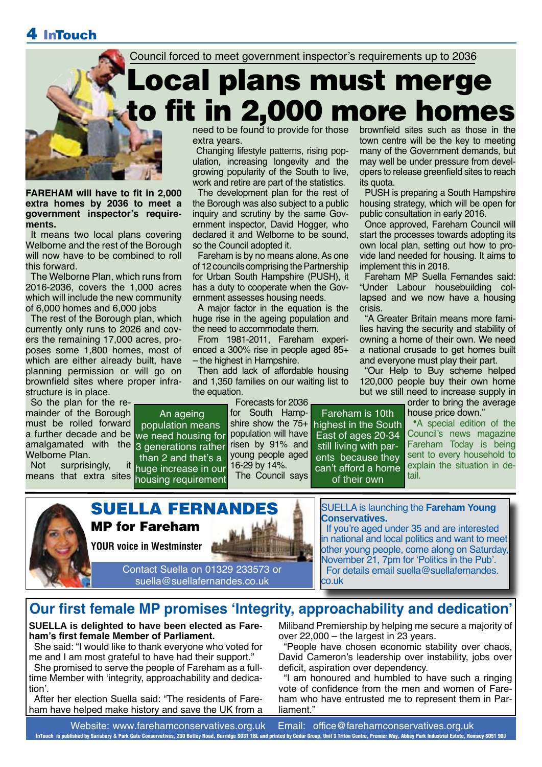Council forced to meet government inspector's requirements up to 2036

# Local plans must merge to fit in 2,000 more homes

**FAREHAM will have to fit in 2,000 extra homes by 2036 to meet a government inspector's requirements.**

It means two local plans covering Welborne and the rest of the Borough will now have to be combined to roll this forward.

The Welborne Plan, which runs from 2016-2036, covers the 1,000 acres which will include the new community of 6,000 homes and 6,000 jobs

The rest of the Borough plan, which currently only runs to 2026 and covers the remaining 17,000 acres, proposes some 1,800 homes, most of which are either already built, have planning permission or will go on brownfield sites where proper infrastructure is in place.

So the plan for the remainder of the Borough must be rolled forward a further decade and be amalgamated with the Welborne Plan.

Not surprisingly, it means that extra sites need to be found to provide for those extra years.

Changing lifestyle patterns, rising population, increasing longevity and the growing popularity of the South to live, work and retire are part of the statistics.

The development plan for the rest of the Borough was also subject to a public inquiry and scrutiny by the same Government inspector, David Hogger, who declared it and Welborne to be sound, so the Council adopted it.

Fareham is by no means alone. As one of 12 councils comprising the Partnership for Urban South Hampshire (PUSH), it has a duty to cooperate when the Government assesses housing needs.

A major factor in the equation is the huge rise in the ageing population and the need to accommodate them.

From 1981-2011, Fareham experienced a 300% rise in people aged 85+ – the highest in Hampshire.

Then add lack of affordable housing and 1,350 families on our waiting list to the equation.

Forecasts for 2036 for South Hampshire show the 75+ population will have risen by 91% and young people aged 16-29 by 14%.

The Council says brownfield sites such as those in the town centre will be the key to meeting many of the Government demands, but may well be under pressure from developers to release greenfield sites to reach its quota.

PUSH is preparing a South Hampshire housing strategy, which will be open for public consultation in early 2016.

Once approved, Fareham Council will start the processes towards adopting its own local plan, setting out how to provide land needed for housing. It aims to implement this in 2018.

Fareham MP Suella Fernandes said: "Under Labour housebuilding collapsed and we now have a housing crisis.

"A Greater Britain means more families having the security and stability of owning a home of their own. We need a national crusade to get homes built and everyone must play their part.

"Our Help to Buy scheme helped 120,000 people buy their own home but we still need to increase supply in order to bring the average house price down."

•A special edition of the Council's news magazine Fareham Today is being sent to every household to explain the situation in detail.

> An ageing population means we need housing for 3 generations rather than 2 and that's a huge increase in our housing requirement

> Fareham is 10th highest in the South East of ages 20-34 still living with parents because they can't afford a home of their own

## SUELLA FERNANDES
### MP for Fareham

**YOUR voice in Westminster**

Contact Suella on 01329 233573 or suella@suellafernandes.co.uk

SUELLA is launching the **Fareham Young Conservatives.**

If you're aged under 35 and are interested in national and local politics and want to meet other young people, come along on Saturday, November 21, 7pm for 'Politics in the Pub'.

For details email suella@suellafernandes.co.uk

## Our first female MP promises 'Integrity, approachability and dedication'

**SUELLA is delighted to have been elected as Fareham's first female Member of Parliament.**

She said: "I would like to thank everyone who voted for me and I am most grateful to have had their support."

She promised to serve the people of Fareham as a full-time Member with 'integrity, approachability and dedication'.

After her election Suella said: "The residents of Fareham have helped make history and save the UK from a Miliband Premiership by helping me secure a majority of over 22,000 – the largest in 23 years.

"People have chosen economic stability over chaos, David Cameron's leadership over instability, jobs over deficit, aspiration over dependency.

"I am honoured and humbled to have such a ringing vote of confidence from the men and women of Fareham who have entrusted me to represent them in Parliament."

Website: www.farehamconservatives.org.uk Email: office@farehamconservatives.org.uk

InTouch is published by Sarisbury & Park Gate Conservatives, 230 Botley Road, Burridge SO31 1BL and printed by Cedar Group, Unit 3 Triton Centre, Premier Way, Abbey Park Industrial Estate, Romsey SO51 9DJ